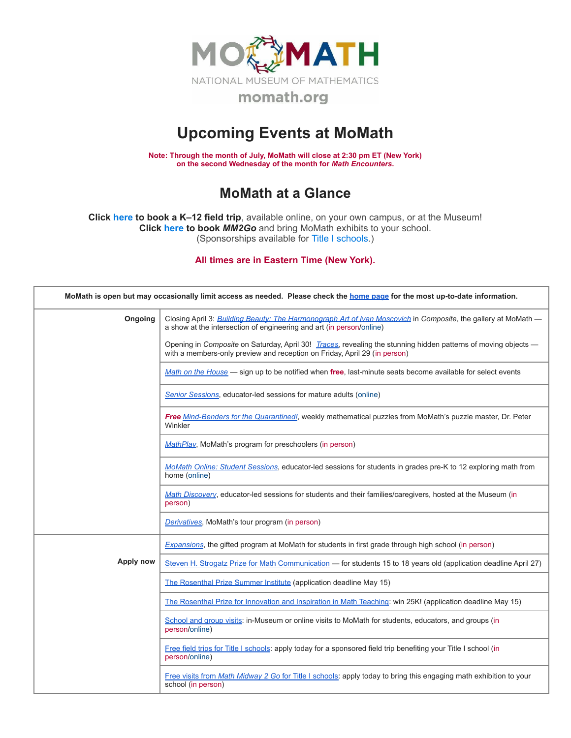MOMATH

NATIONAL MUSEUM OF MATHEMATICS

momath.org

# Upcoming Events at MoMath

**Note: Through the month of July, MoMath will close at 2:30 pm ET (New York) on the second Wednesday of the month for *Math Encounters*.**

## MoMath at a Glance

**Click here to book a K–12 field trip**, available online, on your own campus, or at the Museum!
**Click here to book *MM2Go*** and bring MoMath exhibits to your school.
(Sponsorships available for Title I schools.)

**All times are in Eastern Time (New York).**

| **MoMath is open but may occasionally limit access as needed. Please check the home page for the most up-to-date information.** | |
|---|---|
| **Ongoing** | Closing April 3: *Building Beauty: The Harmonograph Art of Ivan Moscovich* in *Composite*, the gallery at MoMath — a show at the intersection of engineering and art (in person/online)<br><br>Opening in *Composite* on Saturday, April 30! *Traces*, revealing the stunning hidden patterns of moving objects — with a members-only preview and reception on Friday, April 29 (in person) |
| | *Math on the House* — sign up to be notified when **free**, last-minute seats become available for select events |
| | *Senior Sessions*, educator-led sessions for mature adults (online) |
| | ***Free*** *Mind-Benders for the Quarantined!*, weekly mathematical puzzles from MoMath's puzzle master, Dr. Peter Winkler |
| | *MathPlay*, MoMath's program for preschoolers (in person) |
| | *MoMath Online: Student Sessions*, educator-led sessions for students in grades pre-K to 12 exploring math from home (online) |
| | *Math Discovery*, educator-led sessions for students and their families/caregivers, hosted at the Museum (in person) |
| | *Derivatives*, MoMath's tour program (in person) |
| **Apply now** | *Expansions*, the gifted program at MoMath for students in first grade through high school (in person) |
| | Steven H. Strogatz Prize for Math Communication — for students 15 to 18 years old (application deadline April 27) |
| | The Rosenthal Prize Summer Institute (application deadline May 15) |
| | The Rosenthal Prize for Innovation and Inspiration in Math Teaching: win 25K! (application deadline May 15) |
| | School and group visits: in-Museum or online visits to MoMath for students, educators, and groups (in person/online) |
| | Free field trips for Title I schools: apply today for a sponsored field trip benefiting your Title I school (in person/online) |
| | Free visits from *Math Midway 2 Go* for Title I schools: apply today to bring this engaging math exhibition to your school (in person) |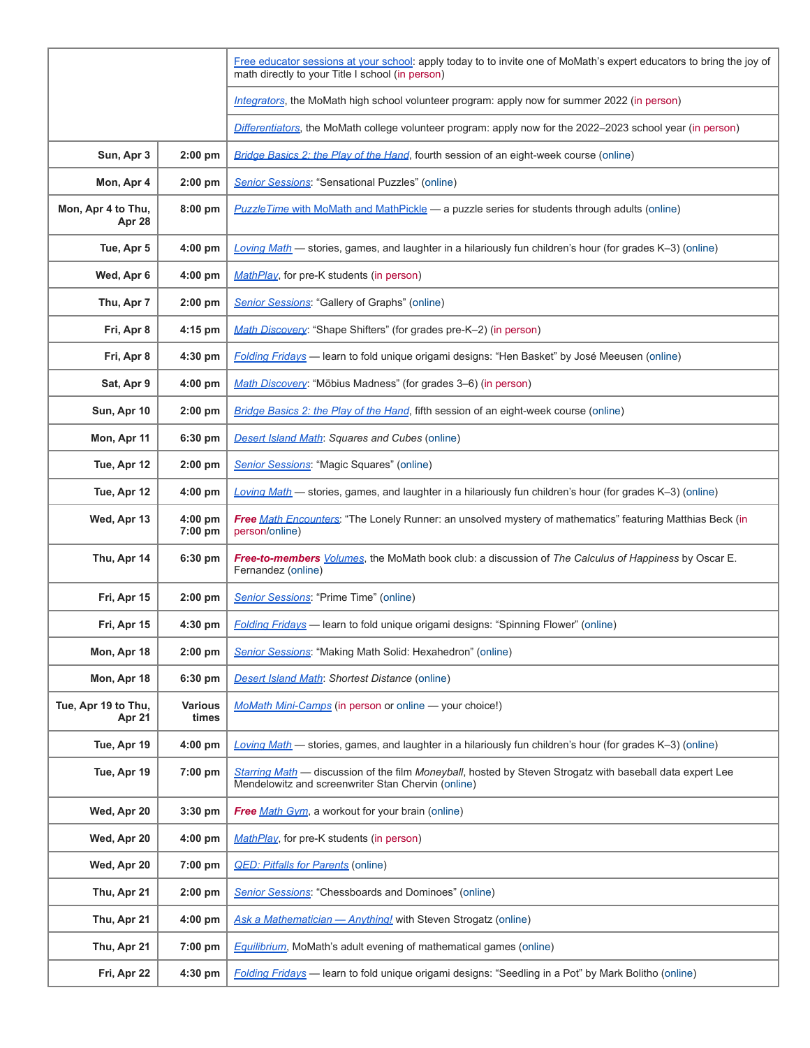| | | |
|---|---|---|
| | | Free educator sessions at your school: apply today to to invite one of MoMath's expert educators to bring the joy of math directly to your Title I school (in person) |
| | | *Integrators*, the MoMath high school volunteer program: apply now for summer 2022 (in person) |
| | | *Differentiators*, the MoMath college volunteer program: apply now for the 2022–2023 school year (in person) |
| **Sun, Apr 3** | **2:00 pm** | *Bridge Basics 2: the Play of the Hand*, fourth session of an eight-week course (online) |
| **Mon, Apr 4** | **2:00 pm** | *Senior Sessions*: "Sensational Puzzles" (online) |
| **Mon, Apr 4 to Thu, Apr 28** | **8:00 pm** | *PuzzleTime with MoMath and MathPickle* — a puzzle series for students through adults (online) |
| **Tue, Apr 5** | **4:00 pm** | *Loving Math* — stories, games, and laughter in a hilariously fun children's hour (for grades K–3) (online) |
| **Wed, Apr 6** | **4:00 pm** | *MathPlay*, for pre-K students (in person) |
| **Thu, Apr 7** | **2:00 pm** | *Senior Sessions*: "Gallery of Graphs" (online) |
| **Fri, Apr 8** | **4:15 pm** | *Math Discovery*: "Shape Shifters" (for grades pre-K–2) (in person) |
| **Fri, Apr 8** | **4:30 pm** | *Folding Fridays* — learn to fold unique origami designs: "Hen Basket" by José Meeusen (online) |
| **Sat, Apr 9** | **4:00 pm** | *Math Discovery*: "Möbius Madness" (for grades 3–6) (in person) |
| **Sun, Apr 10** | **2:00 pm** | *Bridge Basics 2: the Play of the Hand*, fifth session of an eight-week course (online) |
| **Mon, Apr 11** | **6:30 pm** | *Desert Island Math*: *Squares and Cubes* (online) |
| **Tue, Apr 12** | **2:00 pm** | *Senior Sessions*: "Magic Squares" (online) |
| **Tue, Apr 12** | **4:00 pm** | *Loving Math* — stories, games, and laughter in a hilariously fun children's hour (for grades K–3) (online) |
| **Wed, Apr 13** | **4:00 pm 7:00 pm** | ***Free*** *Math Encounters*: "The Lonely Runner: an unsolved mystery of mathematics" featuring Matthias Beck (in person/online) |
| **Thu, Apr 14** | **6:30 pm** | ***Free-to-members*** *Volumes*, the MoMath book club: a discussion of *The Calculus of Happiness* by Oscar E. Fernandez (online) |
| **Fri, Apr 15** | **2:00 pm** | *Senior Sessions*: "Prime Time" (online) |
| **Fri, Apr 15** | **4:30 pm** | *Folding Fridays* — learn to fold unique origami designs: "Spinning Flower" (online) |
| **Mon, Apr 18** | **2:00 pm** | *Senior Sessions*: "Making Math Solid: Hexahedron" (online) |
| **Mon, Apr 18** | **6:30 pm** | *Desert Island Math*: *Shortest Distance* (online) |
| **Tue, Apr 19 to Thu, Apr 21** | **Various times** | *MoMath Mini-Camps* (in person or online — your choice!) |
| **Tue, Apr 19** | **4:00 pm** | *Loving Math* — stories, games, and laughter in a hilariously fun children's hour (for grades K–3) (online) |
| **Tue, Apr 19** | **7:00 pm** | *Starring Math* — discussion of the film *Moneyball*, hosted by Steven Strogatz with baseball data expert Lee Mendelowitz and screenwriter Stan Chervin (online) |
| **Wed, Apr 20** | **3:30 pm** | ***Free*** *Math Gym*, a workout for your brain (online) |
| **Wed, Apr 20** | **4:00 pm** | *MathPlay*, for pre-K students (in person) |
| **Wed, Apr 20** | **7:00 pm** | *QED: Pitfalls for Parents* (online) |
| **Thu, Apr 21** | **2:00 pm** | *Senior Sessions*: "Chessboards and Dominoes" (online) |
| **Thu, Apr 21** | **4:00 pm** | *Ask a Mathematician — Anything!* with Steven Strogatz (online) |
| **Thu, Apr 21** | **7:00 pm** | *Equilibrium*, MoMath's adult evening of mathematical games (online) |
| **Fri, Apr 22** | **4:30 pm** | *Folding Fridays* — learn to fold unique origami designs: "Seedling in a Pot" by Mark Bolitho (online) |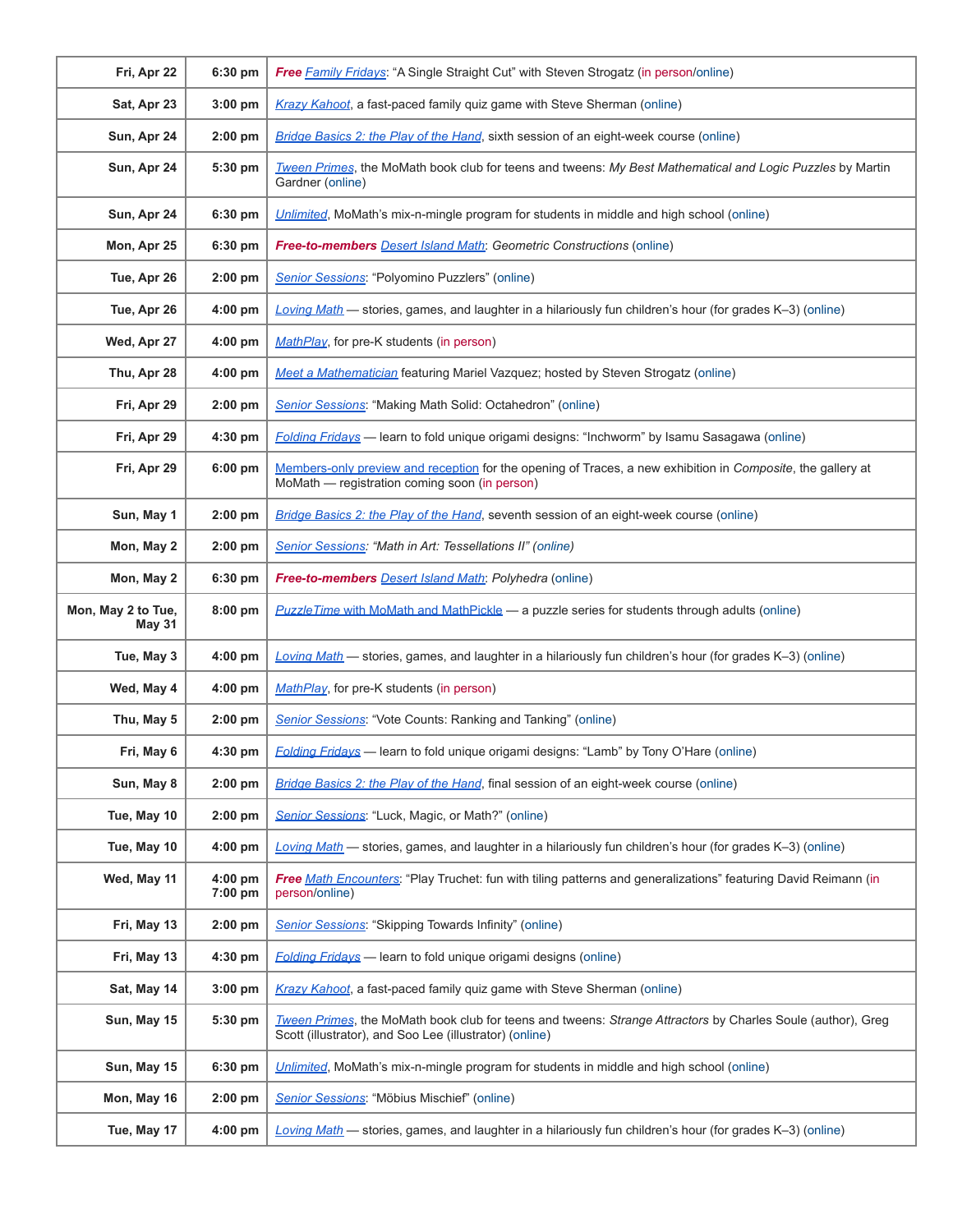| | | |
|---|---|---|
| Fri, Apr 22 | 6:30 pm | ***Free*** *Family Fridays*: “A Single Straight Cut” with Steven Strogatz (in person/online) |
| Sat, Apr 23 | 3:00 pm | *Krazy Kahoot*, a fast-paced family quiz game with Steve Sherman (online) |
| Sun, Apr 24 | 2:00 pm | *Bridge Basics 2: the Play of the Hand*, sixth session of an eight-week course (online) |
| Sun, Apr 24 | 5:30 pm | *Tween Primes*, the MoMath book club for teens and tweens: *My Best Mathematical and Logic Puzzles* by Martin Gardner (online) |
| Sun, Apr 24 | 6:30 pm | *Unlimited*, MoMath’s mix-n-mingle program for students in middle and high school (online) |
| Mon, Apr 25 | 6:30 pm | ***Free-to-members*** *Desert Island Math*: *Geometric Constructions* (online) |
| Tue, Apr 26 | 2:00 pm | *Senior Sessions*: “Polyomino Puzzlers” (online) |
| Tue, Apr 26 | 4:00 pm | *Loving Math* — stories, games, and laughter in a hilariously fun children’s hour (for grades K–3) (online) |
| Wed, Apr 27 | 4:00 pm | *MathPlay*, for pre-K students (in person) |
| Thu, Apr 28 | 4:00 pm | *Meet a Mathematician* featuring Mariel Vazquez; hosted by Steven Strogatz (online) |
| Fri, Apr 29 | 2:00 pm | *Senior Sessions*: “Making Math Solid: Octahedron” (online) |
| Fri, Apr 29 | 4:30 pm | *Folding Fridays* — learn to fold unique origami designs: “Inchworm” by Isamu Sasagawa (online) |
| Fri, Apr 29 | 6:00 pm | Members-only preview and reception for the opening of Traces, a new exhibition in *Composite*, the gallery at MoMath — registration coming soon (in person) |
| Sun, May 1 | 2:00 pm | *Bridge Basics 2: the Play of the Hand*, seventh session of an eight-week course (online) |
| Mon, May 2 | 2:00 pm | *Senior Sessions: “Math in Art: Tessellations II” (online)* |
| Mon, May 2 | 6:30 pm | ***Free-to-members*** *Desert Island Math*: *Polyhedra* (online) |
| Mon, May 2 to Tue, May 31 | 8:00 pm | *PuzzleTime with MoMath and MathPickle* — a puzzle series for students through adults (online) |
| Tue, May 3 | 4:00 pm | *Loving Math* — stories, games, and laughter in a hilariously fun children’s hour (for grades K–3) (online) |
| Wed, May 4 | 4:00 pm | *MathPlay*, for pre-K students (in person) |
| Thu, May 5 | 2:00 pm | *Senior Sessions*: “Vote Counts: Ranking and Tanking” (online) |
| Fri, May 6 | 4:30 pm | *Folding Fridays* — learn to fold unique origami designs: “Lamb” by Tony O’Hare (online) |
| Sun, May 8 | 2:00 pm | *Bridge Basics 2: the Play of the Hand*, final session of an eight-week course (online) |
| Tue, May 10 | 2:00 pm | *Senior Sessions*: “Luck, Magic, or Math?” (online) |
| Tue, May 10 | 4:00 pm | *Loving Math* — stories, games, and laughter in a hilariously fun children’s hour (for grades K–3) (online) |
| Wed, May 11 | 4:00 pm 7:00 pm | ***Free*** *Math Encounters*: “Play Truchet: fun with tiling patterns and generalizations” featuring David Reimann (in person/online) |
| Fri, May 13 | 2:00 pm | *Senior Sessions*: “Skipping Towards Infinity” (online) |
| Fri, May 13 | 4:30 pm | *Folding Fridays* — learn to fold unique origami designs (online) |
| Sat, May 14 | 3:00 pm | *Krazy Kahoot*, a fast-paced family quiz game with Steve Sherman (online) |
| Sun, May 15 | 5:30 pm | *Tween Primes*, the MoMath book club for teens and tweens: *Strange Attractors* by Charles Soule (author), Greg Scott (illustrator), and Soo Lee (illustrator) (online) |
| Sun, May 15 | 6:30 pm | *Unlimited*, MoMath’s mix-n-mingle program for students in middle and high school (online) |
| Mon, May 16 | 2:00 pm | *Senior Sessions*: “Möbius Mischief” (online) |
| Tue, May 17 | 4:00 pm | *Loving Math* — stories, games, and laughter in a hilariously fun children’s hour (for grades K–3) (online) |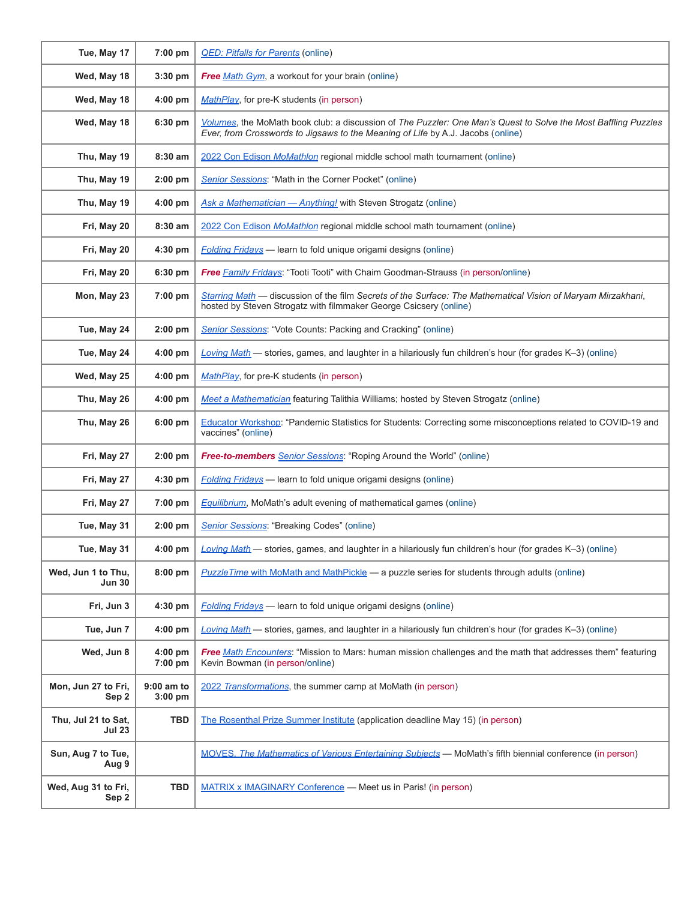| | | |
|---|---|---|
| Tue, May 17 | 7:00 pm | *QED: Pitfalls for Parents* (online) |
| Wed, May 18 | 3:30 pm | ***Free*** *Math Gym*, a workout for your brain (online) |
| Wed, May 18 | 4:00 pm | *MathPlay*, for pre-K students (in person) |
| Wed, May 18 | 6:30 pm | *Volumes*, the MoMath book club: a discussion of *The Puzzler: One Man's Quest to Solve the Most Baffling Puzzles Ever, from Crosswords to Jigsaws to the Meaning of Life* by A.J. Jacobs (online) |
| Thu, May 19 | 8:30 am | 2022 Con Edison *MoMathlon* regional middle school math tournament (online) |
| Thu, May 19 | 2:00 pm | *Senior Sessions*: "Math in the Corner Pocket" (online) |
| Thu, May 19 | 4:00 pm | *Ask a Mathematician — Anything!* with Steven Strogatz (online) |
| Fri, May 20 | 8:30 am | 2022 Con Edison *MoMathlon* regional middle school math tournament (online) |
| Fri, May 20 | 4:30 pm | *Folding Fridays* — learn to fold unique origami designs (online) |
| Fri, May 20 | 6:30 pm | ***Free*** *Family Fridays*: "Tooti Tooti" with Chaim Goodman-Strauss (in person/online) |
| Mon, May 23 | 7:00 pm | *Starring Math* — discussion of the film *Secrets of the Surface: The Mathematical Vision of Maryam Mirzakhani*, hosted by Steven Strogatz with filmmaker George Csicsery (online) |
| Tue, May 24 | 2:00 pm | *Senior Sessions*: "Vote Counts: Packing and Cracking" (online) |
| Tue, May 24 | 4:00 pm | *Loving Math* — stories, games, and laughter in a hilariously fun children's hour (for grades K–3) (online) |
| Wed, May 25 | 4:00 pm | *MathPlay*, for pre-K students (in person) |
| Thu, May 26 | 4:00 pm | *Meet a Mathematician* featuring Talithia Williams; hosted by Steven Strogatz (online) |
| Thu, May 26 | 6:00 pm | Educator Workshop: "Pandemic Statistics for Students: Correcting some misconceptions related to COVID-19 and vaccines" (online) |
| Fri, May 27 | 2:00 pm | ***Free-to-members*** *Senior Sessions*: "Roping Around the World" (online) |
| Fri, May 27 | 4:30 pm | *Folding Fridays* — learn to fold unique origami designs (online) |
| Fri, May 27 | 7:00 pm | *Equilibrium*, MoMath's adult evening of mathematical games (online) |
| Tue, May 31 | 2:00 pm | *Senior Sessions*: "Breaking Codes" (online) |
| Tue, May 31 | 4:00 pm | *Loving Math* — stories, games, and laughter in a hilariously fun children's hour (for grades K–3) (online) |
| Wed, Jun 1 to Thu, Jun 30 | 8:00 pm | *PuzzleTime* with MoMath and MathPickle — a puzzle series for students through adults (online) |
| Fri, Jun 3 | 4:30 pm | *Folding Fridays* — learn to fold unique origami designs (online) |
| Tue, Jun 7 | 4:00 pm | *Loving Math* — stories, games, and laughter in a hilariously fun children's hour (for grades K–3) (online) |
| Wed, Jun 8 | 4:00 pm 7:00 pm | ***Free*** *Math Encounters*: "Mission to Mars: human mission challenges and the math that addresses them" featuring Kevin Bowman (in person/online) |
| Mon, Jun 27 to Fri, Sep 2 | 9:00 am to 3:00 pm | 2022 *Transformations*, the summer camp at MoMath (in person) |
| Thu, Jul 21 to Sat, Jul 23 | TBD | The Rosenthal Prize Summer Institute (application deadline May 15) (in person) |
| Sun, Aug 7 to Tue, Aug 9 | | MOVES, *The Mathematics of Various Entertaining Subjects* — MoMath's fifth biennial conference (in person) |
| Wed, Aug 31 to Fri, Sep 2 | TBD | MATRIX x IMAGINARY Conference — Meet us in Paris! (in person) |